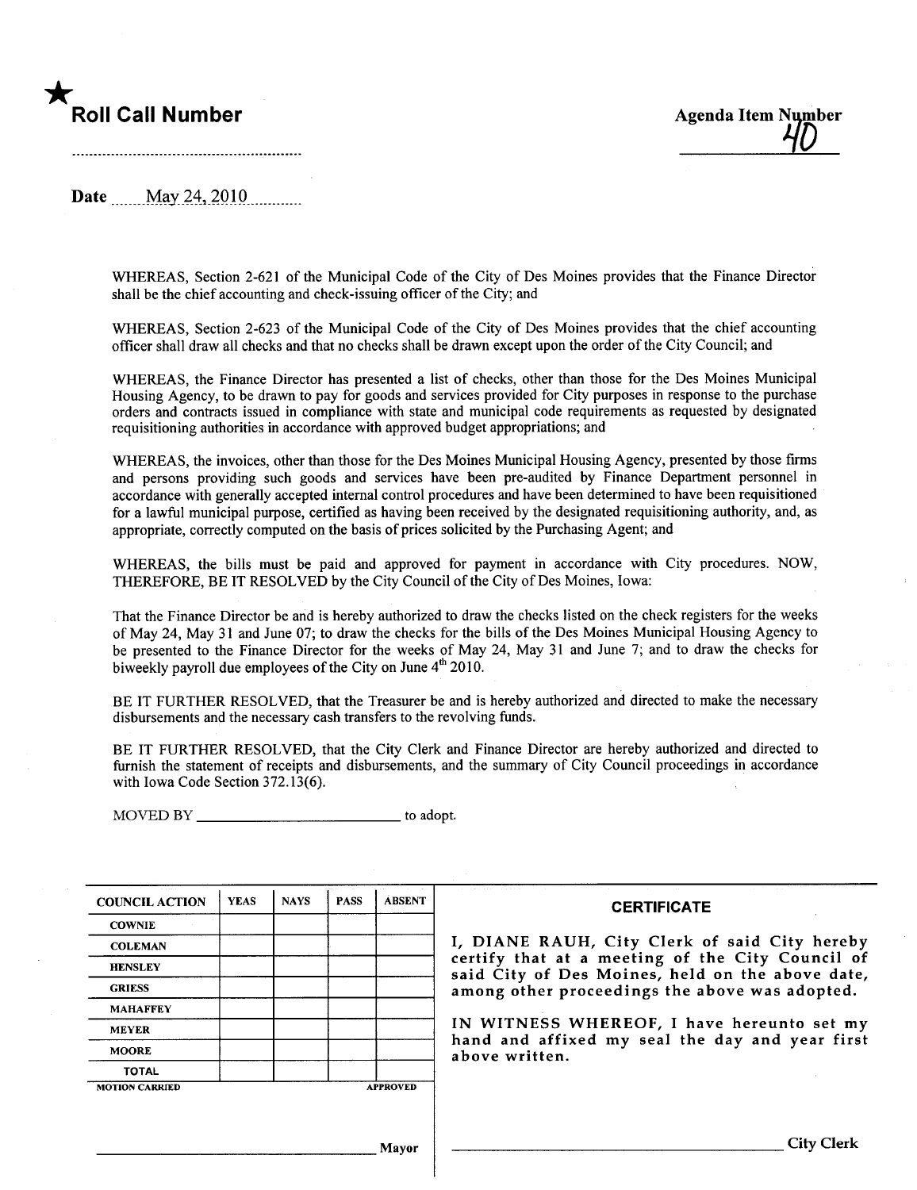★ **Roll Call Number**

..........................................................

**Agenda Item Number**

40

**Date** May 24, 2010

WHEREAS, Section 2-621 of the Municipal Code of the City of Des Moines provides that the Finance Director shall be the chief accounting and check-issuing officer of the City; and

WHEREAS, Section 2-623 of the Municipal Code of the City of Des Moines provides that the chief accounting officer shall draw all checks and that no checks shall be drawn except upon the order of the City Council; and

WHEREAS, the Finance Director has presented a list of checks, other than those for the Des Moines Municipal Housing Agency, to be drawn to pay for goods and services provided for City purposes in response to the purchase orders and contracts issued in compliance with state and municipal code requirements as requested by designated requisitioning authorities in accordance with approved budget appropriations; and

WHEREAS, the invoices, other than those for the Des Moines Municipal Housing Agency, presented by those firms and persons providing such goods and services have been pre-audited by Finance Department personnel in accordance with generally accepted internal control procedures and have been determined to have been requisitioned for a lawful municipal purpose, certified as having been received by the designated requisitioning authority, and, as appropriate, correctly computed on the basis of prices solicited by the Purchasing Agent; and

WHEREAS, the bills must be paid and approved for payment in accordance with City procedures. NOW, THEREFORE, BE IT RESOLVED by the City Council of the City of Des Moines, Iowa:

That the Finance Director be and is hereby authorized to draw the checks listed on the check registers for the weeks of May 24, May 31 and June 07; to draw the checks for the bills of the Des Moines Municipal Housing Agency to be presented to the Finance Director for the weeks of May 24, May 31 and June 7; and to draw the checks for biweekly payroll due employees of the City on June 4th 2010.

BE IT FURTHER RESOLVED, that the Treasurer be and is hereby authorized and directed to make the necessary disbursements and the necessary cash transfers to the revolving funds.

BE IT FURTHER RESOLVED, that the City Clerk and Finance Director are hereby authorized and directed to furnish the statement of receipts and disbursements, and the summary of City Council proceedings in accordance with Iowa Code Section 372.13(6).

MOVED BY ____________________________ to adopt.

| COUNCIL ACTION | YEAS | NAYS | PASS | ABSENT |
|---|---|---|---|---|
| COWNIE | | | | |
| COLEMAN | | | | |
| HENSLEY | | | | |
| GRIESS | | | | |
| MAHAFFEY | | | | |
| MEYER | | | | |
| MOORE | | | | |
| TOTAL | | | | |

MOTION CARRIED APPROVED

______________________________ Mayor

**CERTIFICATE**

I, DIANE RAUH, City Clerk of said City hereby certify that at a meeting of the City Council of said City of Des Moines, held on the above date, among other proceedings the above was adopted.

IN WITNESS WHEREOF, I have hereunto set my hand and affixed my seal the day and year first above written.

______________________________ City Clerk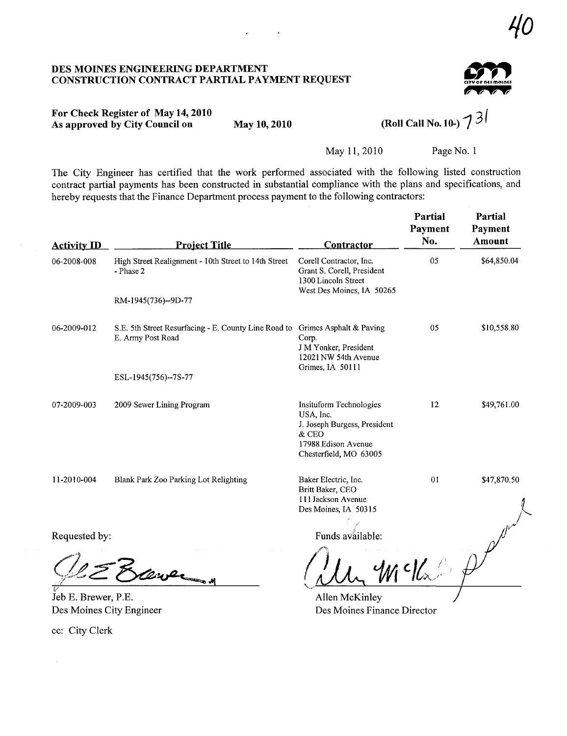40

# DES MOINES ENGINEERING DEPARTMENT
## CONSTRUCTION CONTRACT PARTIAL PAYMENT REQUEST

**For Check Register of May 14, 2010**
**As approved by City Council on May 10, 2010** **(Roll Call No. 10-) 731**

May 11, 2010 Page No. 1

The City Engineer has certified that the work performed associated with the following listed construction contract partial payments has been constructed in substantial compliance with the plans and specifications, and hereby requests that the Finance Department process payment to the following contractors:

| Activity ID | Project Title | Contractor | Partial Payment No. | Partial Payment Amount |
|---|---|---|---|---|
| 06-2008-008 | High Street Realignment - 10th Street to 14th Street - Phase 2<br><br>RM-1945(736)--9D-77 | Corell Contractor, Inc.<br>Grant S. Corell, President<br>1300 Lincoln Street<br>West Des Moines, IA 50265 | 05 | $64,850.04 |
| 06-2009-012 | S.E. 5th Street Resurfacing - E. County Line Road to E. Army Post Road<br><br>ESL-1945(756)--7S-77 | Grimes Asphalt & Paving Corp.<br>J M Yonker, President<br>12021 NW 54th Avenue<br>Grimes, IA 50111 | 05 | $10,558.80 |
| 07-2009-003 | 2009 Sewer Lining Program | Insituform Technologies USA, Inc.<br>J. Joseph Burgess, President & CEO<br>17988 Edison Avenue<br>Chesterfield, MO 63005 | 12 | $49,761.00 |
| 11-2010-004 | Blank Park Zoo Parking Lot Relighting | Baker Electric, Inc.<br>Britt Baker, CEO<br>111 Jackson Avenue<br>Des Moines, IA 50315 | 01 | $47,870.50 |

Requested by:

Jeb E. Brewer, P.E.
Des Moines City Engineer

Funds available:

Allen McKinley
Des Moines Finance Director

cc: City Clerk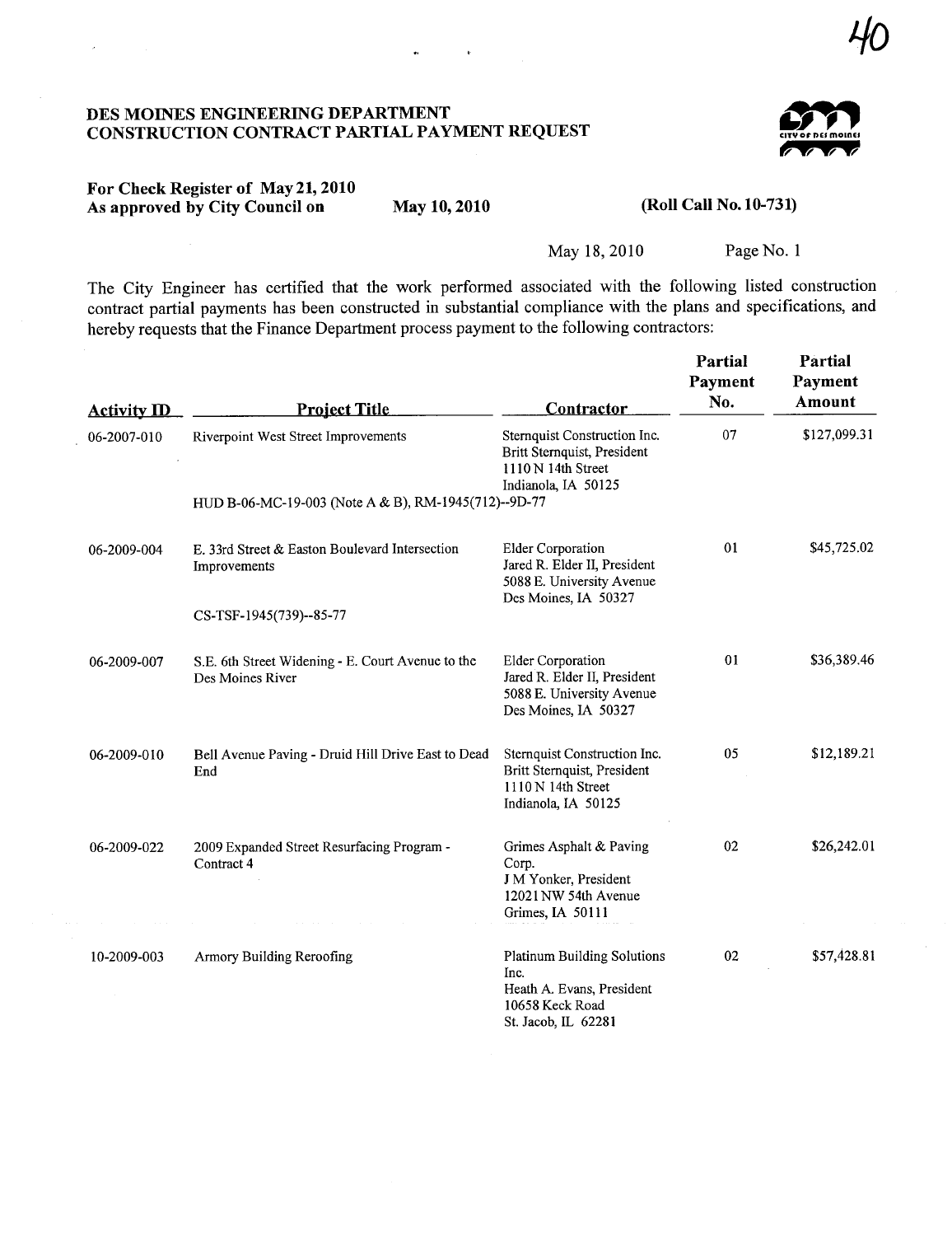40

# DES MOINES ENGINEERING DEPARTMENT
# CONSTRUCTION CONTRACT PARTIAL PAYMENT REQUEST

**For Check Register of May 21, 2010**
**As approved by City Council on May 10, 2010 (Roll Call No. 10-731)**

May 18, 2010 Page No. 1

The City Engineer has certified that the work performed associated with the following listed construction contract partial payments has been constructed in substantial compliance with the plans and specifications, and hereby requests that the Finance Department process payment to the following contractors:

| Activity ID | Project Title | Contractor | Partial Payment No. | Partial Payment Amount |
|---|---|---|---|---|
| 06-2007-010 | Riverpoint West Street Improvements<br>HUD B-06-MC-19-003 (Note A & B), RM-1945(712)--9D-77 | Sternquist Construction Inc.<br>Britt Sternquist, President<br>1110 N 14th Street<br>Indianola, IA 50125 | 07 | $127,099.31 |
| 06-2009-004 | E. 33rd Street & Easton Boulevard Intersection Improvements<br>CS-TSF-1945(739)--85-77 | Elder Corporation<br>Jared R. Elder II, President<br>5088 E. University Avenue<br>Des Moines, IA 50327 | 01 | $45,725.02 |
| 06-2009-007 | S.E. 6th Street Widening - E. Court Avenue to the Des Moines River | Elder Corporation<br>Jared R. Elder II, President<br>5088 E. University Avenue<br>Des Moines, IA 50327 | 01 | $36,389.46 |
| 06-2009-010 | Bell Avenue Paving - Druid Hill Drive East to Dead End | Sternquist Construction Inc.<br>Britt Sternquist, President<br>1110 N 14th Street<br>Indianola, IA 50125 | 05 | $12,189.21 |
| 06-2009-022 | 2009 Expanded Street Resurfacing Program - Contract 4 | Grimes Asphalt & Paving Corp.<br>J M Yonker, President<br>12021 NW 54th Avenue<br>Grimes, IA 50111 | 02 | $26,242.01 |
| 10-2009-003 | Armory Building Reroofing | Platinum Building Solutions Inc.<br>Heath A. Evans, President<br>10658 Keck Road<br>St. Jacob, IL 62281 | 02 | $57,428.81 |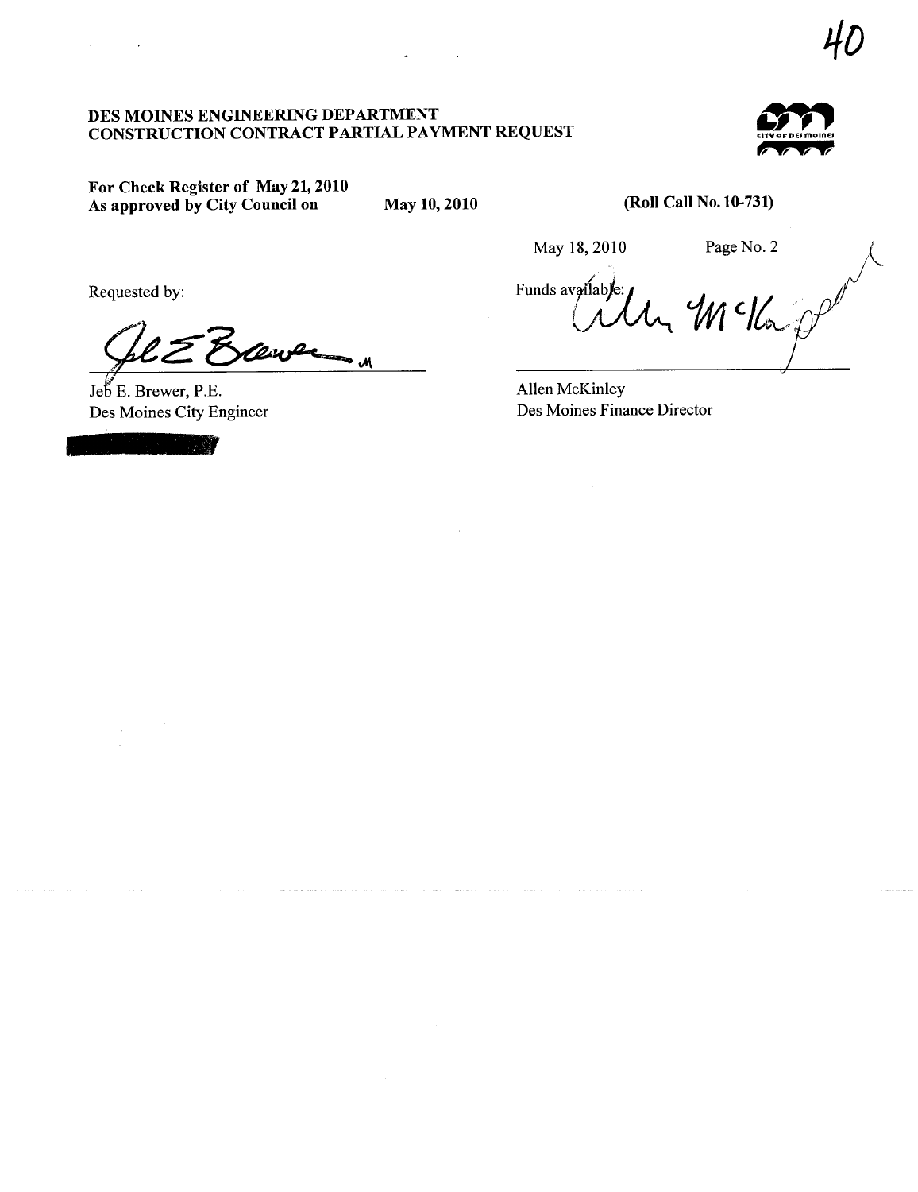40

**DES MOINES ENGINEERING DEPARTMENT**
**CONSTRUCTION CONTRACT PARTIAL PAYMENT REQUEST**

**For Check Register of May 21, 2010**
**As approved by City Council on** **May 10, 2010** **(Roll Call No. 10-731)**

May 18, 2010

Requested by:

Jeb E. Brewer, P.E.
Des Moines City Engineer

Funds available:

Allen McKinley
Des Moines Finance Director